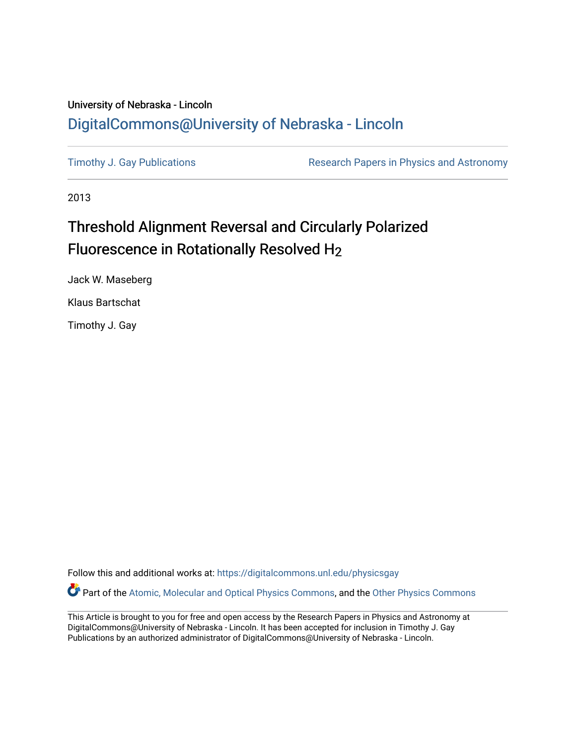University of Nebraska - Lincoln

# DigitalCommons@University of Nebraska - Lincoln

Timothy J. Gay Publications

Research Papers in Physics and Astronomy

2013

## Threshold Alignment Reversal and Circularly Polarized Fluorescence in Rotationally Resolved $H_2$

Jack W. Maseberg

Klaus Bartschat

Timothy J. Gay

Follow this and additional works at: https://digitalcommons.unl.edu/physicsgay

Part of the Atomic, Molecular and Optical Physics Commons, and the Other Physics Commons

This Article is brought to you for free and open access by the Research Papers in Physics and Astronomy at DigitalCommons@University of Nebraska - Lincoln. It has been accepted for inclusion in Timothy J. Gay Publications by an authorized administrator of DigitalCommons@University of Nebraska - Lincoln.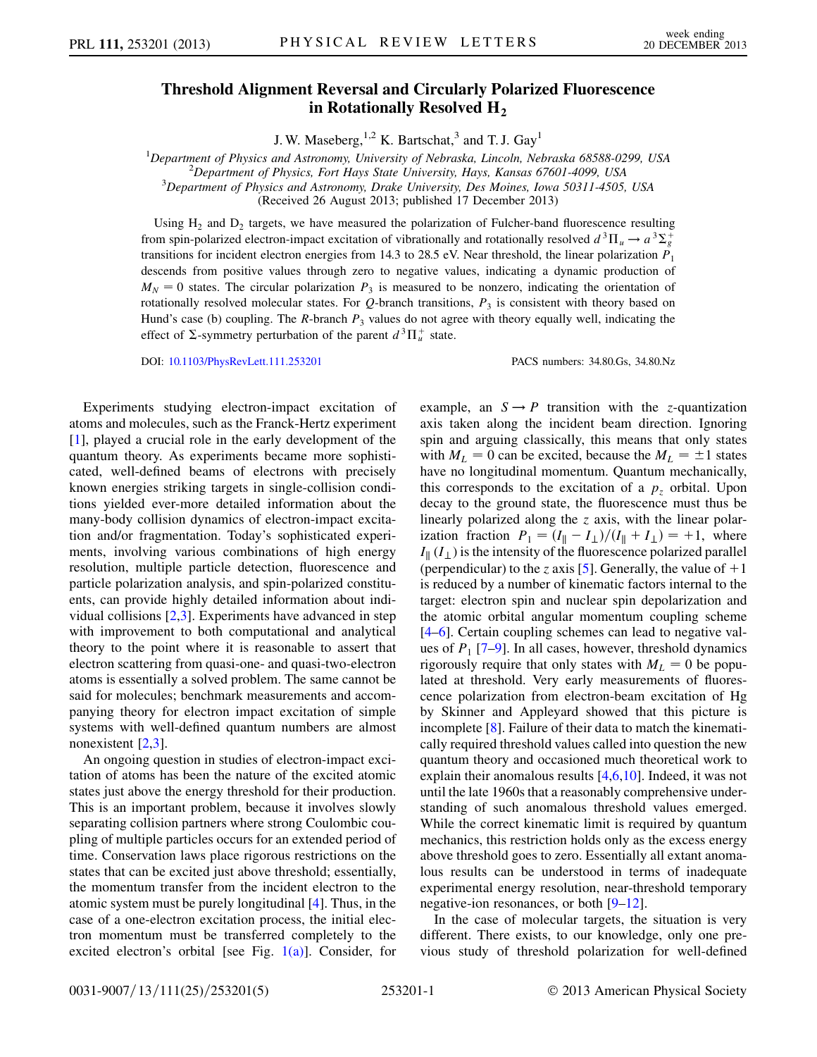# Threshold Alignment Reversal and Circularly Polarized Fluorescence in Rotationally Resolved $H_2$

J. W. Maseberg,[1,2] K. Bartschat,[3] and T. J. Gay[1]

[1]Department of Physics and Astronomy, University of Nebraska, Lincoln, Nebraska 68588-0299, USA
[2]Department of Physics, Fort Hays State University, Hays, Kansas 67601-4099, USA
[3]Department of Physics and Astronomy, Drake University, Des Moines, Iowa 50311-4505, USA
(Received 26 August 2013; published 17 December 2013)

Using $H_2$ and $D_2$ targets, we have measured the polarization of Fulcher-band fluorescence resulting from spin-polarized electron-impact excitation of vibrationally and rotationally resolved $d\,^3\Pi_u \rightarrow a\,^3\Sigma_g^+$ transitions for incident electron energies from 14.3 to 28.5 eV. Near threshold, the linear polarization $P_1$ descends from positive values through zero to negative values, indicating a dynamic production of $M_N = 0$ states. The circular polarization $P_3$ is measured to be nonzero, indicating the orientation of rotationally resolved molecular states. For $Q$-branch transitions, $P_3$ is consistent with theory based on Hund's case (b) coupling. The $R$-branch $P_3$ values do not agree with theory equally well, indicating the effect of $\Sigma$-symmetry perturbation of the parent $d\,^3\Pi_u^+$ state.

DOI: 10.1103/PhysRevLett.111.253201 PACS numbers: 34.80.Gs, 34.80.Nz

Experiments studying electron-impact excitation of atoms and molecules, such as the Franck-Hertz experiment [1], played a crucial role in the early development of the quantum theory. As experiments became more sophisticated, well-defined beams of electrons with precisely known energies striking targets in single-collision conditions yielded ever-more detailed information about the many-body collision dynamics of electron-impact excitation and/or fragmentation. Today's sophisticated experiments, involving various combinations of high energy resolution, multiple particle detection, fluorescence and particle polarization analysis, and spin-polarized constituents, can provide highly detailed information about individual collisions [2,3]. Experiments have advanced in step with improvement to both computational and analytical theory to the point where it is reasonable to assert that electron scattering from quasi-one- and quasi-two-electron atoms is essentially a solved problem. The same cannot be said for molecules; benchmark measurements and accompanying theory for electron impact excitation of simple systems with well-defined quantum numbers are almost nonexistent [2,3].

An ongoing question in studies of electron-impact excitation of atoms has been the nature of the excited atomic states just above the energy threshold for their production. This is an important problem, because it involves slowly separating collision partners where strong Coulombic coupling of multiple particles occurs for an extended period of time. Conservation laws place rigorous restrictions on the states that can be excited just above threshold; essentially, the momentum transfer from the incident electron to the atomic system must be purely longitudinal [4]. Thus, in the case of a one-electron excitation process, the initial electron momentum must be transferred completely to the excited electron's orbital [see Fig. 1(a)]. Consider, for example, an $S \rightarrow P$ transition with the $z$-quantization axis taken along the incident beam direction. Ignoring spin and arguing classically, this means that only states with $M_L = 0$ can be excited, because the $M_L = \pm 1$ states have no longitudinal momentum. Quantum mechanically, this corresponds to the excitation of a $p_z$ orbital. Upon decay to the ground state, the fluorescence must thus be linearly polarized along the $z$ axis, with the linear polarization fraction $P_1 = (I_\parallel - I_\perp)/(I_\parallel + I_\perp) = +1$, where $I_\parallel$ ($I_\perp$) is the intensity of the fluorescence polarized parallel (perpendicular) to the $z$ axis [5]. Generally, the value of $+1$ is reduced by a number of kinematic factors internal to the target: electron spin and nuclear spin depolarization and the atomic orbital angular momentum coupling scheme [4–6]. Certain coupling schemes can lead to negative values of $P_1$ [7–9]. In all cases, however, threshold dynamics rigorously require that only states with $M_L = 0$ be populated at threshold. Very early measurements of fluorescence polarization from electron-beam excitation of Hg by Skinner and Appleyard showed that this picture is incomplete [8]. Failure of their data to match the kinematically required threshold values called into question the new quantum theory and occasioned much theoretical work to explain their anomalous results [4,6,10]. Indeed, it was not until the late 1960s that a reasonably comprehensive understanding of such anomalous threshold values emerged. While the correct kinematic limit is required by quantum mechanics, this restriction holds only as the excess energy above threshold goes to zero. Essentially all extant anomalous results can be understood in terms of inadequate experimental energy resolution, near-threshold temporary negative-ion resonances, or both [9–12].

In the case of molecular targets, the situation is very different. There exists, to our knowledge, only one previous study of threshold polarization for well-defined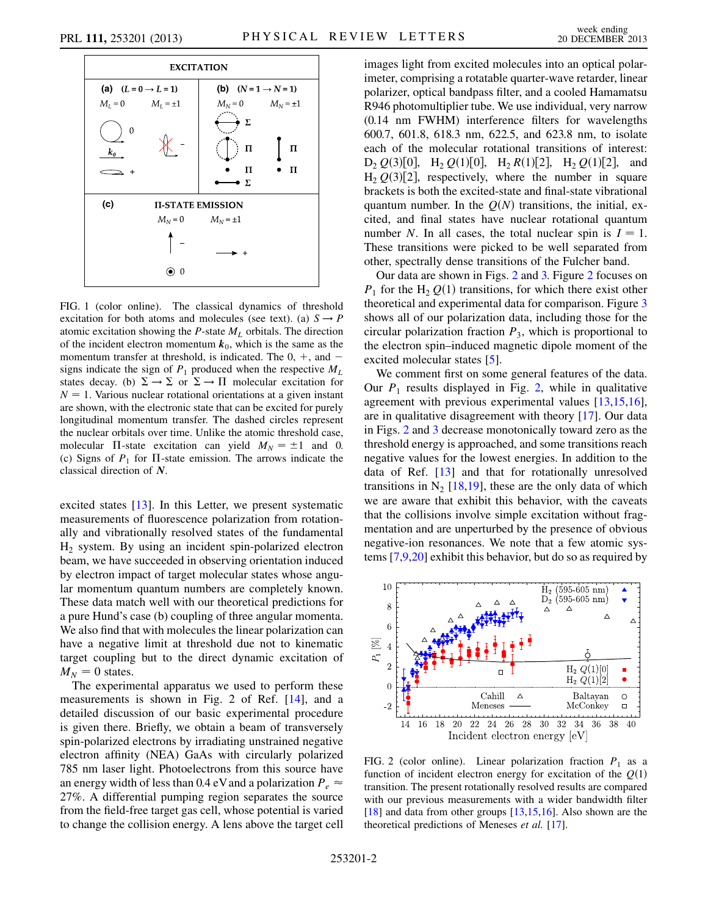FIG. 1 (color online). The classical dynamics of threshold excitation for both atoms and molecules (see text). (a) $S \rightarrow P$ atomic excitation showing the $P$-state $M_L$ orbitals. The direction of the incident electron momentum $\boldsymbol{k}_0$, which is the same as the momentum transfer at threshold, is indicated. The 0, +, and − signs indicate the sign of $P_1$ produced when the respective $M_L$ states decay. (b) $\Sigma \rightarrow \Sigma$ or $\Sigma \rightarrow \Pi$ molecular excitation for $N = 1$. Various nuclear rotational orientations at a given instant are shown, with the electronic state that can be excited for purely longitudinal momentum transfer. The dashed circles represent the nuclear orbitals over time. Unlike the atomic threshold case, molecular $\Pi$-state excitation can yield $M_N = \pm 1$ and 0. (c) Signs of $P_1$ for $\Pi$-state emission. The arrows indicate the classical direction of $\boldsymbol{N}$.

excited states [13]. In this Letter, we present systematic measurements of fluorescence polarization from rotationally and vibrationally resolved states of the fundamental $H_2$ system. By using an incident spin-polarized electron beam, we have succeeded in observing orientation induced by electron impact of target molecular states whose angular momentum quantum numbers are completely known. These data match well with our theoretical predictions for a pure Hund's case (b) coupling of three angular momenta. We also find that with molecules the linear polarization can have a negative limit at threshold due not to kinematic target coupling but to the direct dynamic excitation of $M_N = 0$ states.

The experimental apparatus we used to perform these measurements is shown in Fig. 2 of Ref. [14], and a detailed discussion of our basic experimental procedure is given there. Briefly, we obtain a beam of transversely spin-polarized electrons by irradiating unstrained negative electron affinity (NEA) GaAs with circularly polarized 785 nm laser light. Photoelectrons from this source have an energy width of less than 0.4 eV and a polarization $P_e \approx$ 27%. A differential pumping region separates the source from the field-free target gas cell, whose potential is varied to change the collision energy. A lens above the target cell images light from excited molecules into an optical polarimeter, comprising a rotatable quarter-wave retarder, linear polarizer, optical bandpass filter, and a cooled Hamamatsu R946 photomultiplier tube. We use individual, very narrow (0.14 nm FWHM) interference filters for wavelengths 600.7, 601.8, 618.3 nm, 622.5, and 623.8 nm, to isolate each of the molecular rotational transitions of interest: $D_2$ $Q(3)[0]$, $H_2$ $Q(1)[0]$, $H_2$ $R(1)[2]$, $H_2$ $Q(1)[2]$, and $H_2$ $Q(3)[2]$, respectively, where the number in square brackets is both the excited-state and final-state vibrational quantum number. In the $Q(N)$ transitions, the initial, excited, and final states have nuclear rotational quantum number $N$. In all cases, the total nuclear spin is $I = 1$. These transitions were picked to be well separated from other, spectrally dense transitions of the Fulcher band.

Our data are shown in Figs. 2 and 3. Figure 2 focuses on $P_1$ for the $H_2$ $Q(1)$ transitions, for which there exist other theoretical and experimental data for comparison. Figure 3 shows all of our polarization data, including those for the circular polarization fraction $P_3$, which is proportional to the electron spin–induced magnetic dipole moment of the excited molecular states [5].

We comment first on some general features of the data. Our $P_1$ results displayed in Fig. 2, while in qualitative agreement with previous experimental values [13,15,16], are in qualitative disagreement with theory [17]. Our data in Figs. 2 and 3 decrease monotonically toward zero as the threshold energy is approached, and some transitions reach negative values for the lowest energies. In addition to the data of Ref. [13] and that for rotationally unresolved transitions in $N_2$ [18,19], these are the only data of which we are aware that exhibit this behavior, with the caveats that the collisions involve simple excitation without fragmentation and are unperturbed by the presence of obvious negative-ion resonances. We note that a few atomic systems [7,9,20] exhibit this behavior, but do so as required by

FIG. 2 (color online). Linear polarization fraction $P_1$ as a function of incident electron energy for excitation of the $Q(1)$ transition. The present rotationally resolved results are compared with our previous measurements with a wider bandwidth filter [18] and data from other groups [13,15,16]. Also shown are the theoretical predictions of Meneses *et al.* [17].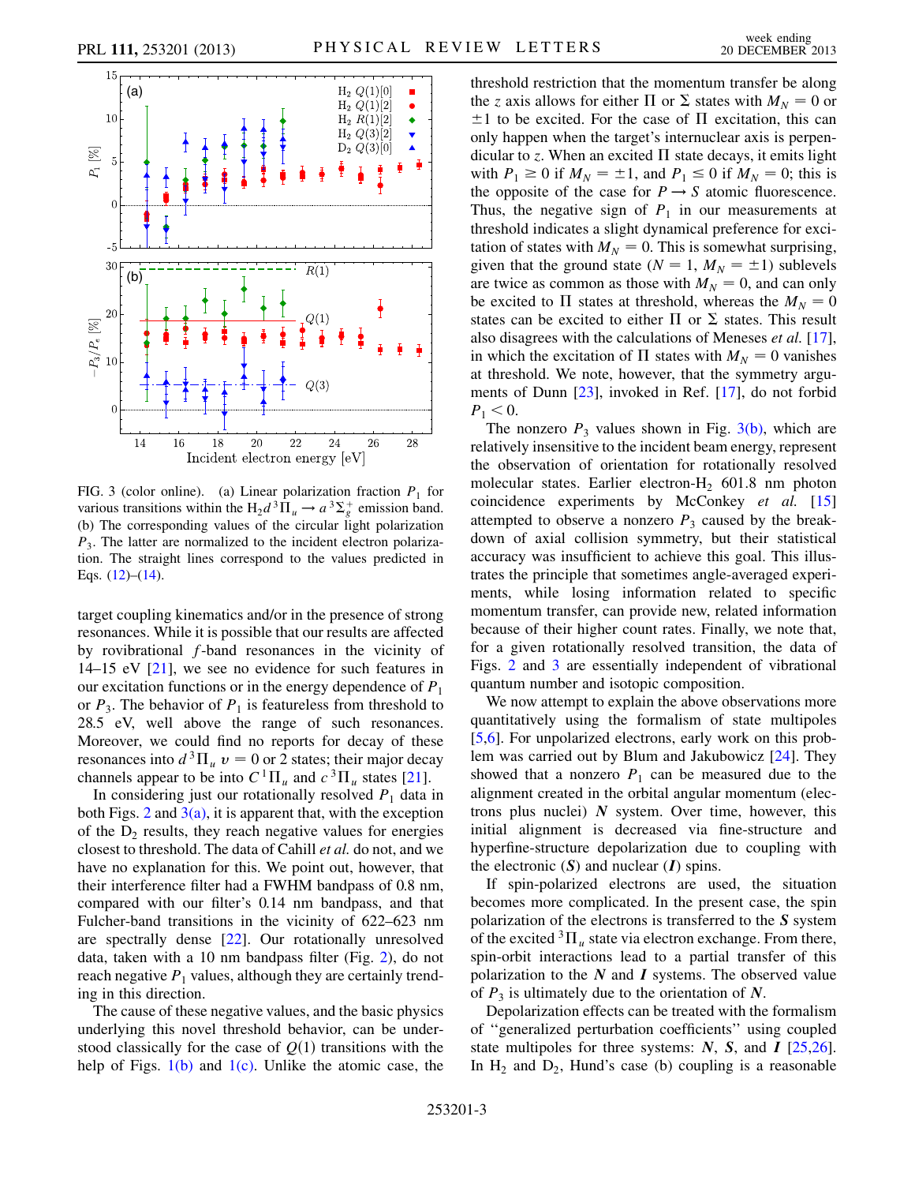FIG. 3 (color online). (a) Linear polarization fraction $P_1$ for various transitions within the $H_2\,d\,^3\Pi_u \to a\,^3\Sigma_g^+$ emission band. (b) The corresponding values of the circular light polarization $P_3$. The latter are normalized to the incident electron polarization. The straight lines correspond to the values predicted in Eqs. (12)–(14).

target coupling kinematics and/or in the presence of strong resonances. While it is possible that our results are affected by rovibrational $f$-band resonances in the vicinity of 14–15 eV [21], we see no evidence for such features in our excitation functions or in the energy dependence of $P_1$ or $P_3$. The behavior of $P_1$ is featureless from threshold to 28.5 eV, well above the range of such resonances. Moreover, we could find no reports for decay of these resonances into $d\,^3\Pi_u$ $v = 0$ or 2 states; their major decay channels appear to be into $C\,^1\Pi_u$ and $c\,^3\Pi_u$ states [21].

In considering just our rotationally resolved $P_1$ data in both Figs. 2 and 3(a), it is apparent that, with the exception of the $D_2$ results, they reach negative values for energies closest to threshold. The data of Cahill *et al.* do not, and we have no explanation for this. We point out, however, that their interference filter had a FWHM bandpass of 0.8 nm, compared with our filter's 0.14 nm bandpass, and that Fulcher-band transitions in the vicinity of 622–623 nm are spectrally dense [22]. Our rotationally unresolved data, taken with a 10 nm bandpass filter (Fig. 2), do not reach negative $P_1$ values, although they are certainly trending in this direction.

The cause of these negative values, and the basic physics underlying this novel threshold behavior, can be understood classically for the case of $Q(1)$ transitions with the help of Figs. 1(b) and 1(c). Unlike the atomic case, the threshold restriction that the momentum transfer be along the $z$ axis allows for either $\Pi$ or $\Sigma$ states with $M_N = 0$ or $\pm 1$ to be excited. For the case of $\Pi$ excitation, this can only happen when the target's internuclear axis is perpendicular to $z$. When an excited $\Pi$ state decays, it emits light with $P_1 \geq 0$ if $M_N = \pm 1$, and $P_1 \leq 0$ if $M_N = 0$; this is the opposite of the case for $P \to S$ atomic fluorescence. Thus, the negative sign of $P_1$ in our measurements at threshold indicates a slight dynamical preference for excitation of states with $M_N = 0$. This is somewhat surprising, given that the ground state ($N = 1$, $M_N = \pm 1$) sublevels are twice as common as those with $M_N = 0$, and can only be excited to $\Pi$ states at threshold, whereas the $M_N = 0$ states can be excited to either $\Pi$ or $\Sigma$ states. This result also disagrees with the calculations of Meneses *et al.* [17], in which the excitation of $\Pi$ states with $M_N = 0$ vanishes at threshold. We note, however, that the symmetry arguments of Dunn [23], invoked in Ref. [17], do not forbid $P_1 < 0$.

The nonzero $P_3$ values shown in Fig. 3(b), which are relatively insensitive to the incident beam energy, represent the observation of orientation for rotationally resolved molecular states. Earlier electron-$H_2$ 601.8 nm photon coincidence experiments by McConkey *et al.* [15] attempted to observe a nonzero $P_3$ caused by the breakdown of axial collision symmetry, but their statistical accuracy was insufficient to achieve this goal. This illustrates the principle that sometimes angle-averaged experiments, while losing information related to specific momentum transfer, can provide new, related information because of their higher count rates. Finally, we note that, for a given rotationally resolved transition, the data of Figs. 2 and 3 are essentially independent of vibrational quantum number and isotopic composition.

We now attempt to explain the above observations more quantitatively using the formalism of state multipoles [5,6]. For unpolarized electrons, early work on this problem was carried out by Blum and Jakubowicz [24]. They showed that a nonzero $P_1$ can be measured due to the alignment created in the orbital angular momentum (electrons plus nuclei) $\boldsymbol{N}$ system. Over time, however, this initial alignment is decreased via fine-structure and hyperfine-structure depolarization due to coupling with the electronic ($\boldsymbol{S}$) and nuclear ($\boldsymbol{I}$) spins.

If spin-polarized electrons are used, the situation becomes more complicated. In the present case, the spin polarization of the electrons is transferred to the $\boldsymbol{S}$ system of the excited $^3\Pi_u$ state via electron exchange. From there, spin-orbit interactions lead to a partial transfer of this polarization to the $\boldsymbol{N}$ and $\boldsymbol{I}$ systems. The observed value of $P_3$ is ultimately due to the orientation of $\boldsymbol{N}$.

Depolarization effects can be treated with the formalism of "generalized perturbation coefficients" using coupled state multipoles for three systems: $\boldsymbol{N}$, $\boldsymbol{S}$, and $\boldsymbol{I}$ [25,26]. In $H_2$ and $D_2$, Hund's case (b) coupling is a reasonable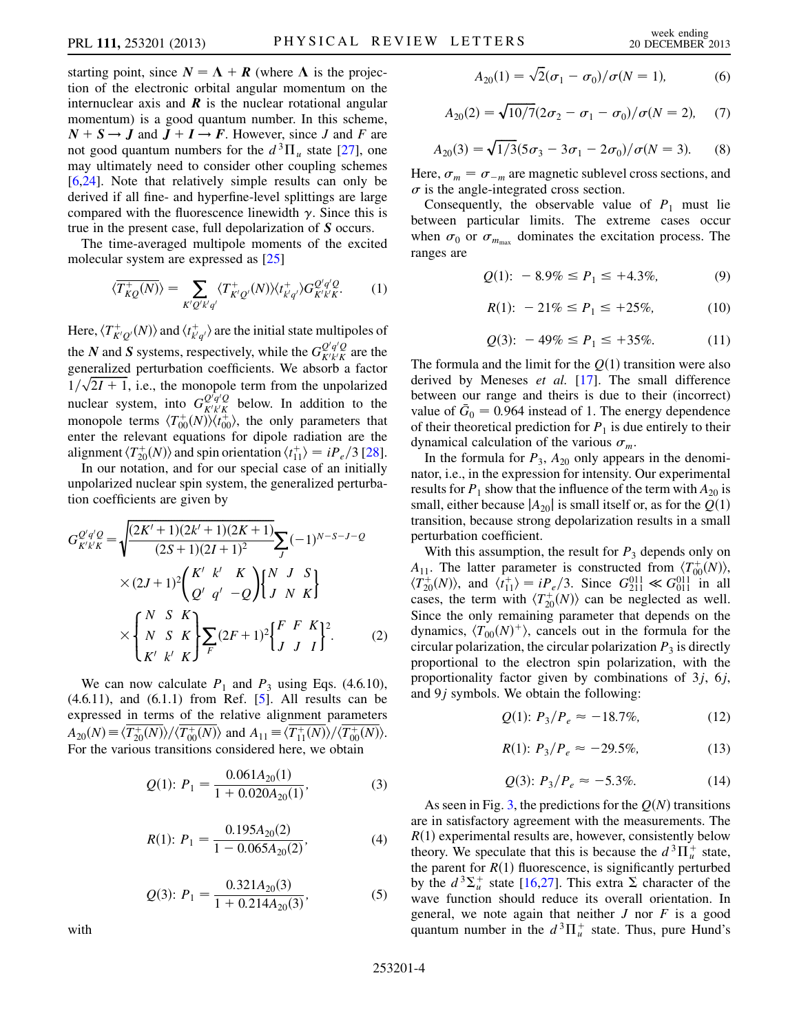starting point, since $\boldsymbol{N} = \boldsymbol{\Lambda} + \boldsymbol{R}$ (where $\boldsymbol{\Lambda}$ is the projection of the electronic orbital angular momentum on the internuclear axis and $\boldsymbol{R}$ is the nuclear rotational angular momentum) is a good quantum number. In this scheme, $\boldsymbol{N} + \boldsymbol{S} \rightarrow \boldsymbol{J}$ and $\boldsymbol{J} + \boldsymbol{I} \rightarrow \boldsymbol{F}$. However, since $J$ and $F$ are not good quantum numbers for the $d\,^3\Pi_u$ state [27], one may ultimately need to consider other coupling schemes [6,24]. Note that relatively simple results can only be derived if all fine- and hyperfine-level splittings are large compared with the fluorescence linewidth $\gamma$. Since this is true in the present case, full depolarization of $\boldsymbol{S}$ occurs.

The time-averaged multipole moments of the excited molecular system are expressed as [25]

$$\langle \overline{T^{+}_{KQ}(N)} \rangle = \sum_{K'Q'k'q'} \langle T^{+}_{K'Q'}(N) \rangle \langle t^{+}_{k'q'} \rangle G^{Q'q'Q}_{K'k'K}. \tag{1}$$

Here, $\langle T^{+}_{K'Q'}(N) \rangle$ and $\langle t^{+}_{k'q'} \rangle$ are the initial state multipoles of the $\boldsymbol{N}$ and $\boldsymbol{S}$ systems, respectively, while the $G^{Q'q'Q}_{K'k'K}$ are the generalized perturbation coefficients. We absorb a factor $1/\sqrt{2I+1}$, i.e., the monopole term from the unpolarized nuclear system, into $G^{Q'q'Q}_{K'k'K}$ below. In addition to the monopole terms $\langle T^{+}_{00}(N) \rangle \langle t^{+}_{00} \rangle$, the only parameters that enter the relevant equations for dipole radiation are the alignment $\langle T^{+}_{20}(N) \rangle$ and spin orientation $\langle t^{+}_{11} \rangle = iP_e/3$ [28].

In our notation, and for our special case of an initially unpolarized nuclear spin system, the generalized perturbation coefficients are given by

$$G^{Q'q'Q}_{K'k'K} = \sqrt{\frac{(2K'+1)(2k'+1)(2K+1)}{(2S+1)(2I+1)^2}} \sum_J (-1)^{N-S-J-Q} \times (2J+1)^2 \begin{pmatrix} K' & k' & K \\ Q' & q' & -Q \end{pmatrix} \begin{Bmatrix} N & J & S \\ J & N & K \end{Bmatrix} \times \begin{Bmatrix} N & S & K \\ N & S & K \\ K' & k' & K \end{Bmatrix} \sum_F (2F+1)^2 \begin{Bmatrix} F & F & K \\ J & J & I \end{Bmatrix}^2. \tag{2}$$

We can now calculate $P_1$ and $P_3$ using Eqs. (4.6.10), (4.6.11), and (6.1.1) from Ref. [5]. All results can be expressed in terms of the relative alignment parameters $A_{20}(N) \equiv \langle \overline{T^{+}_{20}(N)} \rangle / \langle \overline{T^{+}_{00}(N)} \rangle$ and $A_{11} \equiv \langle \overline{T^{+}_{11}(N)} \rangle / \langle \overline{T^{+}_{00}(N)} \rangle$. For the various transitions considered here, we obtain

$$Q(1)\colon\ P_1 = \frac{0.061 A_{20}(1)}{1 + 0.020 A_{20}(1)}, \tag{3}$$

$$R(1)\colon\ P_1 = \frac{0.195 A_{20}(2)}{1 - 0.065 A_{20}(2)}, \tag{4}$$

$$Q(3)\colon\ P_1 = \frac{0.321 A_{20}(3)}{1 + 0.214 A_{20}(3)}, \tag{5}$$

with

$$A_{20}(1) = \sqrt{2}(\sigma_1 - \sigma_0)/\sigma(N=1), \tag{6}$$

$$A_{20}(2) = \sqrt{10/7}(2\sigma_2 - \sigma_1 - \sigma_0)/\sigma(N=2), \tag{7}$$

$$A_{20}(3) = \sqrt{1/3}(5\sigma_3 - 3\sigma_1 - 2\sigma_0)/\sigma(N=3). \tag{8}$$

Here, $\sigma_m = \sigma_{-m}$ are magnetic sublevel cross sections, and $\sigma$ is the angle-integrated cross section.

Consequently, the observable value of $P_1$ must lie between particular limits. The extreme cases occur when $\sigma_0$ or $\sigma_{m_{\max}}$ dominates the excitation process. The ranges are

$$Q(1)\colon\ -8.9\% \leq P_1 \leq +4.3\%, \tag{9}$$

$$R(1)\colon\ -21\% \leq P_1 \leq +25\%, \tag{10}$$

$$Q(3)\colon\ -49\% \leq P_1 \leq +35\%. \tag{11}$$

The formula and the limit for the $Q(1)$ transition were also derived by Meneses *et al.* [17]. The small difference between our range and theirs is due to their (incorrect) value of $\bar{G}_0 = 0.964$ instead of 1. The energy dependence of their theoretical prediction for $P_1$ is due entirely to their dynamical calculation of the various $\sigma_m$.

In the formula for $P_3$, $A_{20}$ only appears in the denominator, i.e., in the expression for intensity. Our experimental results for $P_1$ show that the influence of the term with $A_{20}$ is small, either because $|A_{20}|$ is small itself or, as for the $Q(1)$ transition, because strong depolarization results in a small perturbation coefficient.

With this assumption, the result for $P_3$ depends only on $A_{11}$. The latter parameter is constructed from $\langle T^{+}_{00}(N) \rangle$, $\langle T^{+}_{20}(N) \rangle$, and $\langle t^{+}_{11} \rangle = iP_e/3$. Since $G^{011}_{211} \ll G^{011}_{011}$ in all cases, the term with $\langle T^{+}_{20}(N) \rangle$ can be neglected as well. Since the only remaining parameter that depends on the dynamics, $\langle T_{00}(N)^{+} \rangle$, cancels out in the formula for the circular polarization, the circular polarization $P_3$ is directly proportional to the electron spin polarization, with the proportionality factor given by combinations of $3j$, $6j$, and $9j$ symbols. We obtain the following:

$$Q(1)\colon\ P_3/P_e \approx -18.7\%, \tag{12}$$

$$R(1)\colon\ P_3/P_e \approx -29.5\%, \tag{13}$$

$$Q(3)\colon\ P_3/P_e \approx -5.3\%. \tag{14}$$

As seen in Fig. 3, the predictions for the $Q(N)$ transitions are in satisfactory agreement with the measurements. The $R(1)$ experimental results are, however, consistently below theory. We speculate that this is because the $d\,^3\Pi_u^+$ state, the parent for $R(1)$ fluorescence, is significantly perturbed by the $d\,^3\Sigma_u^+$ state [16,27]. This extra $\Sigma$ character of the wave function should reduce its overall orientation. In general, we note again that neither $J$ nor $F$ is a good quantum number in the $d\,^3\Pi_u^+$ state. Thus, pure Hund's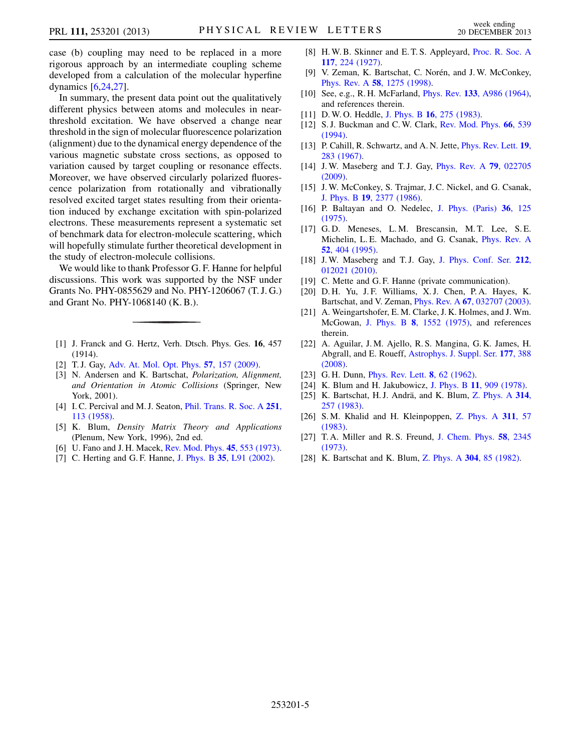case (b) coupling may need to be replaced in a more rigorous approach by an intermediate coupling scheme developed from a calculation of the molecular hyperfine dynamics [6,24,27].

In summary, the present data point out the qualitatively different physics between atoms and molecules in near-threshold excitation. We have observed a change near threshold in the sign of molecular fluorescence polarization (alignment) due to the dynamical energy dependence of the various magnetic substate cross sections, as opposed to variation caused by target coupling or resonance effects. Moreover, we have observed circularly polarized fluorescence polarization from rotationally and vibrationally resolved excited target states resulting from their orientation induced by exchange excitation with spin-polarized electrons. These measurements represent a systematic set of benchmark data for electron-molecule scattering, which will hopefully stimulate further theoretical development in the study of electron-molecule collisions.

We would like to thank Professor G. F. Hanne for helpful discussions. This work was supported by the NSF under Grants No. PHY-0855629 and No. PHY-1206067 (T. J. G.) and Grant No. PHY-1068140 (K. B.).

---

[1] J. Franck and G. Hertz, Verh. Dtsch. Phys. Ges. **16**, 457 (1914).

[2] T. J. Gay, Adv. At. Mol. Opt. Phys. **57**, 157 (2009).

[3] N. Andersen and K. Bartschat, *Polarization, Alignment, and Orientation in Atomic Collisions* (Springer, New York, 2001).

[4] I. C. Percival and M. J. Seaton, Phil. Trans. R. Soc. A **251**, 113 (1958).

[5] K. Blum, *Density Matrix Theory and Applications* (Plenum, New York, 1996), 2nd ed.

[6] U. Fano and J. H. Macek, Rev. Mod. Phys. **45**, 553 (1973).

[7] C. Herting and G. F. Hanne, J. Phys. B **35**, L91 (2002).

[8] H. W. B. Skinner and E. T. S. Appleyard, Proc. R. Soc. A **117**, 224 (1927).

[9] V. Zeman, K. Bartschat, C. Norén, and J. W. McConkey, Phys. Rev. A **58**, 1275 (1998).

[10] See, e.g., R. H. McFarland, Phys. Rev. **133**, A986 (1964), and references therein.

[11] D. W. O. Heddle, J. Phys. B **16**, 275 (1983).

[12] S. J. Buckman and C. W. Clark, Rev. Mod. Phys. **66**, 539 (1994).

[13] P. Cahill, R. Schwartz, and A. N. Jette, Phys. Rev. Lett. **19**, 283 (1967).

[14] J. W. Maseberg and T. J. Gay, Phys. Rev. A **79**, 022705 (2009).

[15] J. W. McConkey, S. Trajmar, J. C. Nickel, and G. Csanak, J. Phys. B **19**, 2377 (1986).

[16] P. Baltayan and O. Nedelec, J. Phys. (Paris) **36**, 125 (1975).

[17] G. D. Meneses, L. M. Brescansin, M. T. Lee, S. E. Michelin, L. E. Machado, and G. Csanak, Phys. Rev. A **52**, 404 (1995).

[18] J. W. Maseberg and T. J. Gay, J. Phys. Conf. Ser. **212**, 012021 (2010).

[19] C. Mette and G. F. Hanne (private communication).

[20] D. H. Yu, J. F. Williams, X. J. Chen, P. A. Hayes, K. Bartschat, and V. Zeman, Phys. Rev. A **67**, 032707 (2003).

[21] A. Weingartshofer, E. M. Clarke, J. K. Holmes, and J. Wm. McGowan, J. Phys. B **8**, 1552 (1975), and references therein.

[22] A. Aguilar, J. M. Ajello, R. S. Mangina, G. K. James, H. Abgrall, and E. Roueff, Astrophys. J. Suppl. Ser. **177**, 388 (2008).

[23] G. H. Dunn, Phys. Rev. Lett. **8**, 62 (1962).

[24] K. Blum and H. Jakubowicz, J. Phys. B **11**, 909 (1978).

[25] K. Bartschat, H. J. Andrä, and K. Blum, Z. Phys. A **314**, 257 (1983).

[26] S. M. Khalid and H. Kleinpoppen, Z. Phys. A **311**, 57 (1983).

[27] T. A. Miller and R. S. Freund, J. Chem. Phys. **58**, 2345 (1973).

[28] K. Bartschat and K. Blum, Z. Phys. A **304**, 85 (1982).